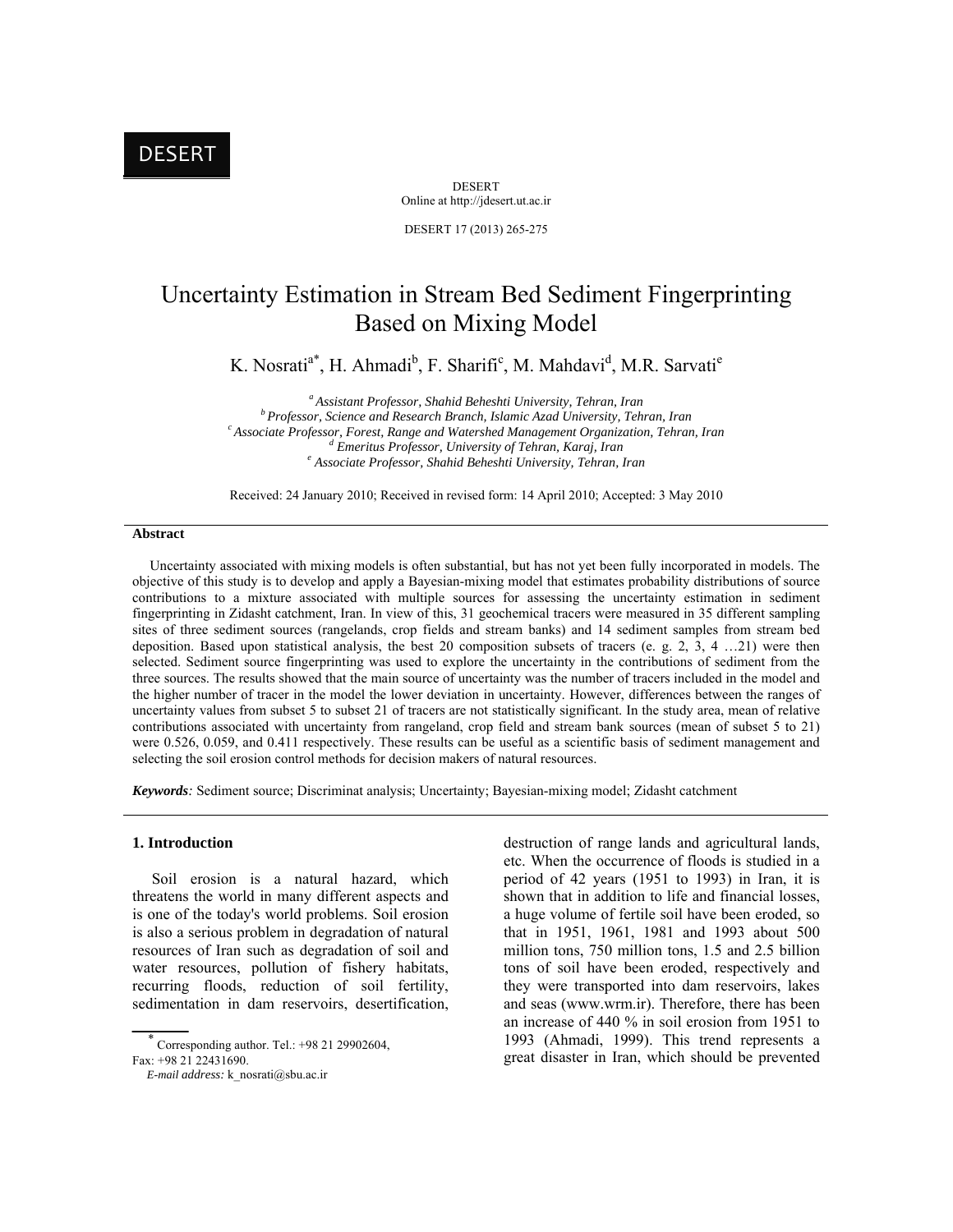# Uncertainty Estimation in Stream Bed Sediment Fingerprinting Based on Mixing Model

K. Nosrati[a*], H. Ahmadi[b], F. Sharifi[c], M. Mahdavi[d], M.R. Sarvati[e]

[a] *Assistant Professor, Shahid Beheshti University, Tehran, Iran*
[b] *Professor, Science and Research Branch, Islamic Azad University, Tehran, Iran*
[c] *Associate Professor, Forest, Range and Watershed Management Organization, Tehran, Iran*
[d] *Emeritus Professor, University of Tehran, Karaj, Iran*
[e] *Associate Professor, Shahid Beheshti University, Tehran, Iran*

Received: 24 January 2010; Received in revised form: 14 April 2010; Accepted: 3 May 2010

## Abstract

Uncertainty associated with mixing models is often substantial, but has not yet been fully incorporated in models. The objective of this study is to develop and apply a Bayesian-mixing model that estimates probability distributions of source contributions to a mixture associated with multiple sources for assessing the uncertainty estimation in sediment fingerprinting in Zidasht catchment, Iran. In view of this, 31 geochemical tracers were measured in 35 different sampling sites of three sediment sources (rangelands, crop fields and stream banks) and 14 sediment samples from stream bed deposition. Based upon statistical analysis, the best 20 composition subsets of tracers (e. g. 2, 3, 4 …21) were then selected. Sediment source fingerprinting was used to explore the uncertainty in the contributions of sediment from the three sources. The results showed that the main source of uncertainty was the number of tracers included in the model and the higher number of tracer in the model the lower deviation in uncertainty. However, differences between the ranges of uncertainty values from subset 5 to subset 21 of tracers are not statistically significant. In the study area, mean of relative contributions associated with uncertainty from rangeland, crop field and stream bank sources (mean of subset 5 to 21) were 0.526, 0.059, and 0.411 respectively. These results can be useful as a scientific basis of sediment management and selecting the soil erosion control methods for decision makers of natural resources.

***Keywords**:* Sediment source; Discriminat analysis; Uncertainty; Bayesian-mixing model; Zidasht catchment

## 1. Introduction

Soil erosion is a natural hazard, which threatens the world in many different aspects and is one of the today's world problems. Soil erosion is also a serious problem in degradation of natural resources of Iran such as degradation of soil and water resources, pollution of fishery habitats, recurring floods, reduction of soil fertility, sedimentation in dam reservoirs, desertification, destruction of range lands and agricultural lands, etc. When the occurrence of floods is studied in a period of 42 years (1951 to 1993) in Iran, it is shown that in addition to life and financial losses, a huge volume of fertile soil have been eroded, so that in 1951, 1961, 1981 and 1993 about 500 million tons, 750 million tons, 1.5 and 2.5 billion tons of soil have been eroded, respectively and they were transported into dam reservoirs, lakes and seas (www.wrm.ir). Therefore, there has been an increase of 440 % in soil erosion from 1951 to 1993 (Ahmadi, 1999). This trend represents a great disaster in Iran, which should be prevented

---

* Corresponding author. Tel.: +98 21 29902604, Fax: +98 21 22431690.

*E-mail address:* k_nosrati@sbu.ac.ir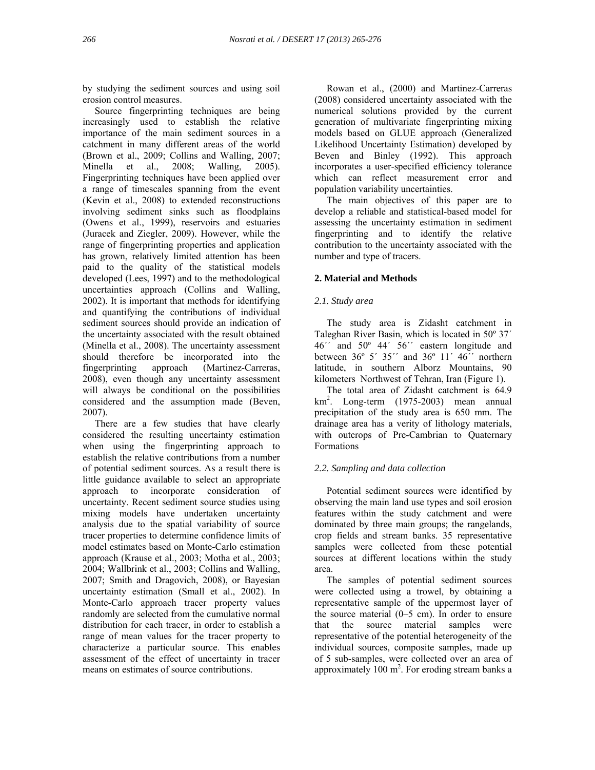by studying the sediment sources and using soil erosion control measures.

Source fingerprinting techniques are being increasingly used to establish the relative importance of the main sediment sources in a catchment in many different areas of the world (Brown et al., 2009; Collins and Walling, 2007; Minella et al., 2008; Walling, 2005). Fingerprinting techniques have been applied over a range of timescales spanning from the event (Kevin et al., 2008) to extended reconstructions involving sediment sinks such as floodplains (Owens et al., 1999), reservoirs and estuaries (Juracek and Ziegler, 2009). However, while the range of fingerprinting properties and application has grown, relatively limited attention has been paid to the quality of the statistical models developed (Lees, 1997) and to the methodological uncertainties approach (Collins and Walling, 2002). It is important that methods for identifying and quantifying the contributions of individual sediment sources should provide an indication of the uncertainty associated with the result obtained (Minella et al., 2008). The uncertainty assessment should therefore be incorporated into the fingerprinting approach (Martinez-Carreras, 2008), even though any uncertainty assessment will always be conditional on the possibilities considered and the assumption made (Beven, 2007).

There are a few studies that have clearly considered the resulting uncertainty estimation when using the fingerprinting approach to establish the relative contributions from a number of potential sediment sources. As a result there is little guidance available to select an appropriate approach to incorporate consideration of uncertainty. Recent sediment source studies using mixing models have undertaken uncertainty analysis due to the spatial variability of source tracer properties to determine confidence limits of model estimates based on Monte-Carlo estimation approach (Krause et al., 2003; Motha et al., 2003; 2004; Wallbrink et al., 2003; Collins and Walling, 2007; Smith and Dragovich, 2008), or Bayesian uncertainty estimation (Small et al., 2002). In Monte-Carlo approach tracer property values randomly are selected from the cumulative normal distribution for each tracer, in order to establish a range of mean values for the tracer property to characterize a particular source. This enables assessment of the effect of uncertainty in tracer means on estimates of source contributions.

Rowan et al., (2000) and Martinez-Carreras (2008) considered uncertainty associated with the numerical solutions provided by the current generation of multivariate fingerprinting mixing models based on GLUE approach (Generalized Likelihood Uncertainty Estimation) developed by Beven and Binley (1992). This approach incorporates a user-specified efficiency tolerance which can reflect measurement error and population variability uncertainties.

The main objectives of this paper are to develop a reliable and statistical-based model for assessing the uncertainty estimation in sediment fingerprinting and to identify the relative contribution to the uncertainty associated with the number and type of tracers.

## 2. Material and Methods

### *2.1. Study area*

The study area is Zidasht catchment in Taleghan River Basin, which is located in 50º 37´ 46´´ and 50º 44´ 56´´ eastern longitude and between 36º 5´ 35´´ and 36º 11´ 46´´ northern latitude, in southern Alborz Mountains, 90 kilometers Northwest of Tehran, Iran (Figure 1).

The total area of Zidasht catchment is 64.9 km$^2$. Long-term (1975-2003) mean annual precipitation of the study area is 650 mm. The drainage area has a verity of lithology materials, with outcrops of Pre-Cambrian to Quaternary Formations

### *2.2. Sampling and data collection*

Potential sediment sources were identified by observing the main land use types and soil erosion features within the study catchment and were dominated by three main groups; the rangelands, crop fields and stream banks. 35 representative samples were collected from these potential sources at different locations within the study area.

The samples of potential sediment sources were collected using a trowel, by obtaining a representative sample of the uppermost layer of the source material (0–5 cm). In order to ensure that the source material samples were representative of the potential heterogeneity of the individual sources, composite samples, made up of 5 sub-samples, were collected over an area of approximately 100 m$^2$. For eroding stream banks a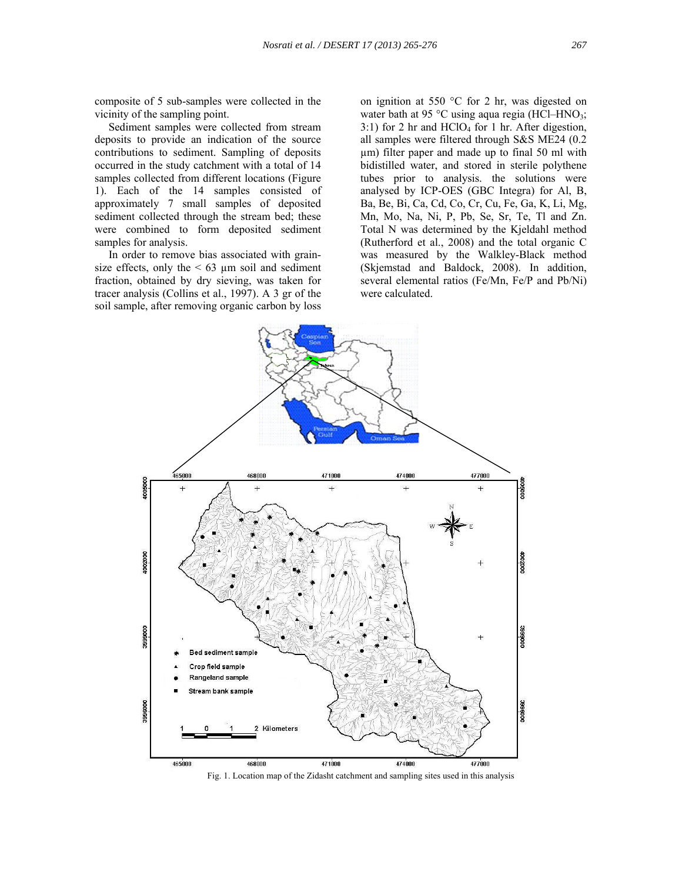composite of 5 sub-samples were collected in the vicinity of the sampling point.

Sediment samples were collected from stream deposits to provide an indication of the source contributions to sediment. Sampling of deposits occurred in the study catchment with a total of 14 samples collected from different locations (Figure 1). Each of the 14 samples consisted of approximately 7 small samples of deposited sediment collected through the stream bed; these were combined to form deposited sediment samples for analysis.

In order to remove bias associated with grain-size effects, only the < 63 µm soil and sediment fraction, obtained by dry sieving, was taken for tracer analysis (Collins et al., 1997). A 3 gr of the soil sample, after removing organic carbon by loss on ignition at 550 °C for 2 hr, was digested on water bath at 95 °C using aqua regia (HCl–$HNO_3$; 3:1) for 2 hr and $HClO_4$ for 1 hr. After digestion, all samples were filtered through S&S ME24 (0.2 µm) filter paper and made up to final 50 ml with bidistilled water, and stored in sterile polythene tubes prior to analysis. the solutions were analysed by ICP-OES (GBC Integra) for Al, B, Ba, Be, Bi, Ca, Cd, Co, Cr, Cu, Fe, Ga, K, Li, Mg, Mn, Mo, Na, Ni, P, Pb, Se, Sr, Te, Tl and Zn. Total N was determined by the Kjeldahl method (Rutherford et al., 2008) and the total organic C was measured by the Walkley-Black method (Skjemstad and Baldock, 2008). In addition, several elemental ratios (Fe/Mn, Fe/P and Pb/Ni) were calculated.

Fig. 1. Location map of the Zidasht catchment and sampling sites used in this analysis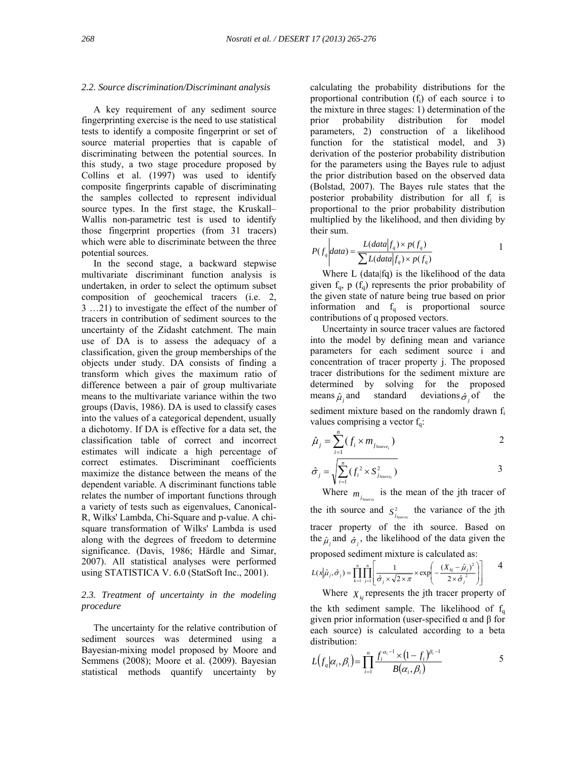### 2.2. Source discrimination/Discriminant analysis

A key requirement of any sediment source fingerprinting exercise is the need to use statistical tests to identify a composite fingerprint or set of source material properties that is capable of discriminating between the potential sources. In this study, a two stage procedure proposed by Collins et al. (1997) was used to identify composite fingerprints capable of discriminating the samples collected to represent individual source types. In the first stage, the Kruskall–Wallis non-parametric test is used to identify those fingerprint properties (from 31 tracers) which were able to discriminate between the three potential sources.

In the second stage, a backward stepwise multivariate discriminant function analysis is undertaken, in order to select the optimum subset composition of geochemical tracers (i.e. 2, 3 …21) to investigate the effect of the number of tracers in contribution of sediment sources to the uncertainty of the Zidasht catchment. The main use of DA is to assess the adequacy of a classification, given the group memberships of the objects under study. DA consists of finding a transform which gives the maximum ratio of difference between a pair of group multivariate means to the multivariate variance within the two groups (Davis, 1986). DA is used to classify cases into the values of a categorical dependent, usually a dichotomy. If DA is effective for a data set, the classification table of correct and incorrect estimates will indicate a high percentage of correct estimates. Discriminant coefficients maximize the distance between the means of the dependent variable. A discriminant functions table relates the number of important functions through a variety of tests such as eigenvalues, Canonical-R, Wilks' Lambda, Chi-Square and p-value. A chi-square transformation of Wilks' Lambda is used along with the degrees of freedom to determine significance. (Davis, 1986; Härdle and Simar, 2007). All statistical analyses were performed using STATISTICA V. 6.0 (StatSoft Inc., 2001).

### 2.3. Treatment of uncertainty in the modeling procedure

The uncertainty for the relative contribution of sediment sources was determined using a Bayesian-mixing model proposed by Moore and Semmens (2008); Moore et al. (2009). Bayesian statistical methods quantify uncertainty by calculating the probability distributions for the proportional contribution ($f_i$) of each source i to the mixture in three stages: 1) determination of the prior probability distribution for model parameters, 2) construction of a likelihood function for the statistical model, and 3) derivation of the posterior probability distribution for the parameters using the Bayes rule to adjust the prior distribution based on the observed data (Bolstad, 2007). The Bayes rule states that the posterior probability distribution for all $f_i$ is proportional to the prior probability distribution multiplied by the likelihood, and then dividing by their sum.

$$P(f_q \mid data) = \frac{L(data \mid f_q) \times p(f_q)}{\sum L(data \mid f_q) \times p(f_q)} \quad (1)$$

Where L (data|fq) is the likelihood of the data given $f_q$, p ($f_q$) represents the prior probability of the given state of nature being true based on prior information and $f_q$ is proportional source contributions of q proposed vectors.

Uncertainty in source tracer values are factored into the model by defining mean and variance parameters for each sediment source i and concentration of tracer property j. The proposed tracer distributions for the sediment mixture are determined by solving for the proposed means $\hat{\mu}_j$ and standard deviations $\hat{\sigma}_j$ of the sediment mixture based on the randomly drawn $f_i$ values comprising a vector $f_q$:

$$\hat{\mu}_j = \sum_{i=1}^{n} (f_i \times m_{j_{Source_i}}) \quad (2)$$

$$\hat{\sigma}_j = \sqrt{\sum_{i=1}^{n} (f_i^2 \times S_{j_{Source_i}}^2)} \quad (3)$$

Where $m_{j_{Source_i}}$ is the mean of the jth tracer of the ith source and $S_{j_{Source_i}}^2$ the variance of the jth tracer property of the ith source. Based on the $\hat{\mu}_j$ and $\hat{\sigma}_j$, the likelihood of the data given the proposed sediment mixture is calculated as:

$$L(x \mid \hat{\mu}_j, \hat{\sigma}_j) = \prod_{k=1}^{n} \prod_{j=1}^{n} \left[ \frac{1}{\hat{\sigma}_j \times \sqrt{2 \times \pi}} \times \exp\left( -\frac{(X_{kj} - \hat{\mu}_j)^2}{2 \times \hat{\sigma}_j^2} \right) \right] \quad (4)$$

Where $X_{kj}$ represents the jth tracer property of the kth sediment sample. The likelihood of $f_q$ given prior information (user-specified α and β for each source) is calculated according to a beta distribution:

$$L(f_q \mid \alpha_i, \beta_i) = \prod_{i=1}^{n} \frac{f_i^{\alpha_i - 1} \times (1 - f_i)^{\beta_i - 1}}{B(\alpha_i, \beta_i)} \quad (5)$$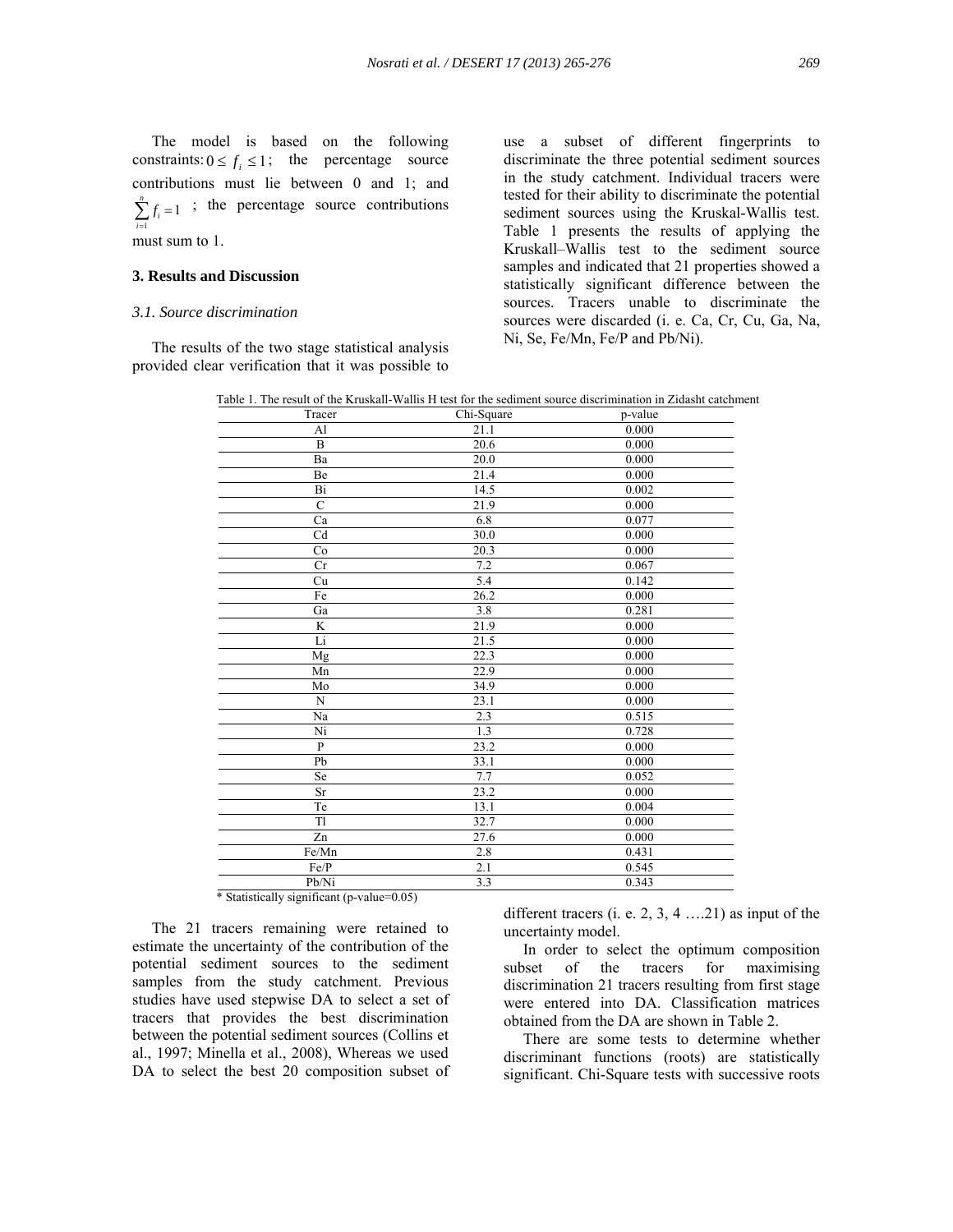The model is based on the following constraints: $0 \leq f_i \leq 1$; the percentage source contributions must lie between 0 and 1; and $\sum_{i=1}^{n} f_i = 1$ ; the percentage source contributions must sum to 1.

## 3. Results and Discussion

### *3.1. Source discrimination*

The results of the two stage statistical analysis provided clear verification that it was possible to use a subset of different fingerprints to discriminate the three potential sediment sources in the study catchment. Individual tracers were tested for their ability to discriminate the potential sediment sources using the Kruskal-Wallis test. Table 1 presents the results of applying the Kruskall–Wallis test to the sediment source samples and indicated that 21 properties showed a statistically significant difference between the sources. Tracers unable to discriminate the sources were discarded (i. e. Ca, Cr, Cu, Ga, Na, Ni, Se, Fe/Mn, Fe/P and Pb/Ni).

Table 1. The result of the Kruskall-Wallis H test for the sediment source discrimination in Zidasht catchment

| Tracer | Chi-Square | p-value |
|---|---|---|
| Al | 21.1 | 0.000 |
| B | 20.6 | 0.000 |
| Ba | 20.0 | 0.000 |
| Be | 21.4 | 0.000 |
| Bi | 14.5 | 0.002 |
| C | 21.9 | 0.000 |
| Ca | 6.8 | 0.077 |
| Cd | 30.0 | 0.000 |
| Co | 20.3 | 0.000 |
| Cr | 7.2 | 0.067 |
| Cu | 5.4 | 0.142 |
| Fe | 26.2 | 0.000 |
| Ga | 3.8 | 0.281 |
| K | 21.9 | 0.000 |
| Li | 21.5 | 0.000 |
| Mg | 22.3 | 0.000 |
| Mn | 22.9 | 0.000 |
| Mo | 34.9 | 0.000 |
| N | 23.1 | 0.000 |
| Na | 2.3 | 0.515 |
| Ni | 1.3 | 0.728 |
| P | 23.2 | 0.000 |
| Pb | 33.1 | 0.000 |
| Se | 7.7 | 0.052 |
| Sr | 23.2 | 0.000 |
| Te | 13.1 | 0.004 |
| Tl | 32.7 | 0.000 |
| Zn | 27.6 | 0.000 |
| Fe/Mn | 2.8 | 0.431 |
| Fe/P | 2.1 | 0.545 |
| Pb/Ni | 3.3 | 0.343 |

* Statistically significant (p-value=0.05)

The 21 tracers remaining were retained to estimate the uncertainty of the contribution of the potential sediment sources to the sediment samples from the study catchment. Previous studies have used stepwise DA to select a set of tracers that provides the best discrimination between the potential sediment sources (Collins et al., 1997; Minella et al., 2008), Whereas we used DA to select the best 20 composition subset of different tracers (i. e. 2, 3, 4 ….21) as input of the uncertainty model.

In order to select the optimum composition subset of the tracers for maximising discrimination 21 tracers resulting from first stage were entered into DA. Classification matrices obtained from the DA are shown in Table 2.

There are some tests to determine whether discriminant functions (roots) are statistically significant. Chi-Square tests with successive roots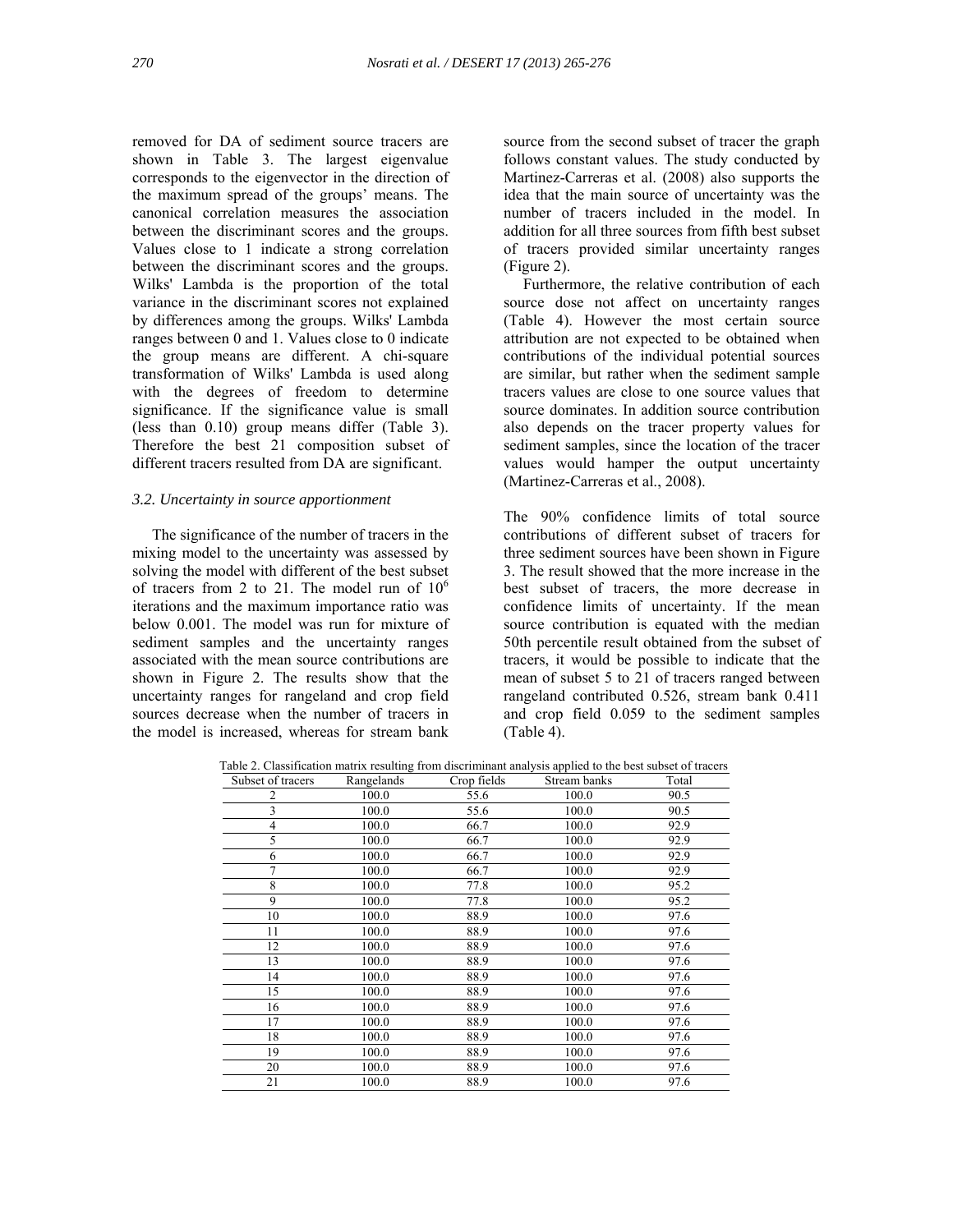removed for DA of sediment source tracers are shown in Table 3. The largest eigenvalue corresponds to the eigenvector in the direction of the maximum spread of the groups' means. The canonical correlation measures the association between the discriminant scores and the groups. Values close to 1 indicate a strong correlation between the discriminant scores and the groups. Wilks' Lambda is the proportion of the total variance in the discriminant scores not explained by differences among the groups. Wilks' Lambda ranges between 0 and 1. Values close to 0 indicate the group means are different. A chi-square transformation of Wilks' Lambda is used along with the degrees of freedom to determine significance. If the significance value is small (less than 0.10) group means differ (Table 3). Therefore the best 21 composition subset of different tracers resulted from DA are significant.

### *3.2. Uncertainty in source apportionment*

The significance of the number of tracers in the mixing model to the uncertainty was assessed by solving the model with different of the best subset of tracers from 2 to 21. The model run of $10^6$ iterations and the maximum importance ratio was below 0.001. The model was run for mixture of sediment samples and the uncertainty ranges associated with the mean source contributions are shown in Figure 2. The results show that the uncertainty ranges for rangeland and crop field sources decrease when the number of tracers in the model is increased, whereas for stream bank source from the second subset of tracer the graph follows constant values. The study conducted by Martinez-Carreras et al. (2008) also supports the idea that the main source of uncertainty was the number of tracers included in the model. In addition for all three sources from fifth best subset of tracers provided similar uncertainty ranges (Figure 2).

Furthermore, the relative contribution of each source dose not affect on uncertainty ranges (Table 4). However the most certain source attribution are not expected to be obtained when contributions of the individual potential sources are similar, but rather when the sediment sample tracers values are close to one source values that source dominates. In addition source contribution also depends on the tracer property values for sediment samples, since the location of the tracer values would hamper the output uncertainty (Martinez-Carreras et al., 2008).

The 90% confidence limits of total source contributions of different subset of tracers for three sediment sources have been shown in Figure 3. The result showed that the more increase in the best subset of tracers, the more decrease in confidence limits of uncertainty. If the mean source contribution is equated with the median 50th percentile result obtained from the subset of tracers, it would be possible to indicate that the mean of subset 5 to 21 of tracers ranged between rangeland contributed 0.526, stream bank 0.411 and crop field 0.059 to the sediment samples (Table 4).

Table 2. Classification matrix resulting from discriminant analysis applied to the best subset of tracers

| Subset of tracers | Rangelands | Crop fields | Stream banks | Total |
|---|---|---|---|---|
| 2 | 100.0 | 55.6 | 100.0 | 90.5 |
| 3 | 100.0 | 55.6 | 100.0 | 90.5 |
| 4 | 100.0 | 66.7 | 100.0 | 92.9 |
| 5 | 100.0 | 66.7 | 100.0 | 92.9 |
| 6 | 100.0 | 66.7 | 100.0 | 92.9 |
| 7 | 100.0 | 66.7 | 100.0 | 92.9 |
| 8 | 100.0 | 77.8 | 100.0 | 95.2 |
| 9 | 100.0 | 77.8 | 100.0 | 95.2 |
| 10 | 100.0 | 88.9 | 100.0 | 97.6 |
| 11 | 100.0 | 88.9 | 100.0 | 97.6 |
| 12 | 100.0 | 88.9 | 100.0 | 97.6 |
| 13 | 100.0 | 88.9 | 100.0 | 97.6 |
| 14 | 100.0 | 88.9 | 100.0 | 97.6 |
| 15 | 100.0 | 88.9 | 100.0 | 97.6 |
| 16 | 100.0 | 88.9 | 100.0 | 97.6 |
| 17 | 100.0 | 88.9 | 100.0 | 97.6 |
| 18 | 100.0 | 88.9 | 100.0 | 97.6 |
| 19 | 100.0 | 88.9 | 100.0 | 97.6 |
| 20 | 100.0 | 88.9 | 100.0 | 97.6 |
| 21 | 100.0 | 88.9 | 100.0 | 97.6 |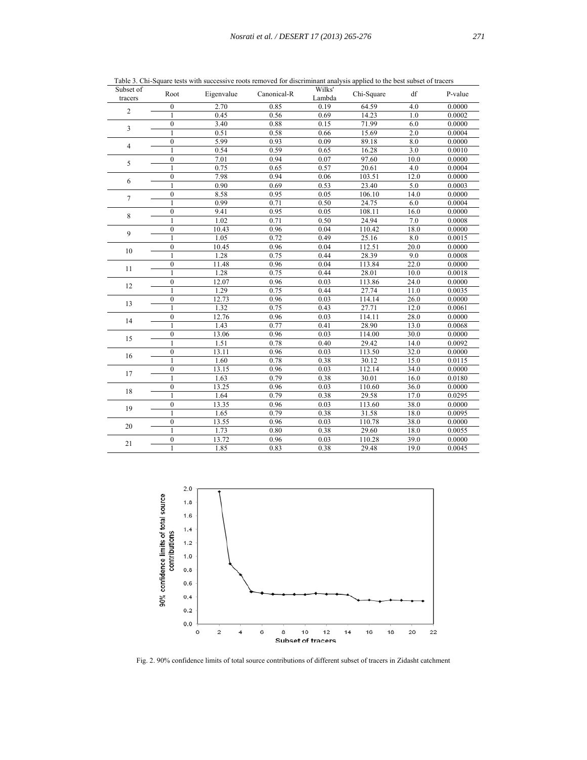Table 3. Chi-Square tests with successive roots removed for discriminant analysis applied to the best subset of tracers

| Subset of tracers | Root | Eigenvalue | Canonical-R | Wilks' Lambda | Chi-Square | df | P-value |
|---|---|---|---|---|---|---|---|
| 2 | 0 | 2.70 | 0.85 | 0.19 | 64.59 | 4.0 | 0.0000 |
| | 1 | 0.45 | 0.56 | 0.69 | 14.23 | 1.0 | 0.0002 |
| 3 | 0 | 3.40 | 0.88 | 0.15 | 71.99 | 6.0 | 0.0000 |
| | 1 | 0.51 | 0.58 | 0.66 | 15.69 | 2.0 | 0.0004 |
| 4 | 0 | 5.99 | 0.93 | 0.09 | 89.18 | 8.0 | 0.0000 |
| | 1 | 0.54 | 0.59 | 0.65 | 16.28 | 3.0 | 0.0010 |
| 5 | 0 | 7.01 | 0.94 | 0.07 | 97.60 | 10.0 | 0.0000 |
| | 1 | 0.75 | 0.65 | 0.57 | 20.61 | 4.0 | 0.0004 |
| 6 | 0 | 7.98 | 0.94 | 0.06 | 103.51 | 12.0 | 0.0000 |
| | 1 | 0.90 | 0.69 | 0.53 | 23.40 | 5.0 | 0.0003 |
| 7 | 0 | 8.58 | 0.95 | 0.05 | 106.10 | 14.0 | 0.0000 |
| | 1 | 0.99 | 0.71 | 0.50 | 24.75 | 6.0 | 0.0004 |
| 8 | 0 | 9.41 | 0.95 | 0.05 | 108.11 | 16.0 | 0.0000 |
| | 1 | 1.02 | 0.71 | 0.50 | 24.94 | 7.0 | 0.0008 |
| 9 | 0 | 10.43 | 0.96 | 0.04 | 110.42 | 18.0 | 0.0000 |
| | 1 | 1.05 | 0.72 | 0.49 | 25.16 | 8.0 | 0.0015 |
| 10 | 0 | 10.45 | 0.96 | 0.04 | 112.51 | 20.0 | 0.0000 |
| | 1 | 1.28 | 0.75 | 0.44 | 28.39 | 9.0 | 0.0008 |
| 11 | 0 | 11.48 | 0.96 | 0.04 | 113.84 | 22.0 | 0.0000 |
| | 1 | 1.28 | 0.75 | 0.44 | 28.01 | 10.0 | 0.0018 |
| 12 | 0 | 12.07 | 0.96 | 0.03 | 113.86 | 24.0 | 0.0000 |
| | 1 | 1.29 | 0.75 | 0.44 | 27.74 | 11.0 | 0.0035 |
| 13 | 0 | 12.73 | 0.96 | 0.03 | 114.14 | 26.0 | 0.0000 |
| | 1 | 1.32 | 0.75 | 0.43 | 27.71 | 12.0 | 0.0061 |
| 14 | 0 | 12.76 | 0.96 | 0.03 | 114.11 | 28.0 | 0.0000 |
| | 1 | 1.43 | 0.77 | 0.41 | 28.90 | 13.0 | 0.0068 |
| 15 | 0 | 13.06 | 0.96 | 0.03 | 114.00 | 30.0 | 0.0000 |
| | 1 | 1.51 | 0.78 | 0.40 | 29.42 | 14.0 | 0.0092 |
| 16 | 0 | 13.11 | 0.96 | 0.03 | 113.50 | 32.0 | 0.0000 |
| | 1 | 1.60 | 0.78 | 0.38 | 30.12 | 15.0 | 0.0115 |
| 17 | 0 | 13.15 | 0.96 | 0.03 | 112.14 | 34.0 | 0.0000 |
| | 1 | 1.63 | 0.79 | 0.38 | 30.01 | 16.0 | 0.0180 |
| 18 | 0 | 13.25 | 0.96 | 0.03 | 110.60 | 36.0 | 0.0000 |
| | 1 | 1.64 | 0.79 | 0.38 | 29.58 | 17.0 | 0.0295 |
| 19 | 0 | 13.35 | 0.96 | 0.03 | 113.60 | 38.0 | 0.0000 |
| | 1 | 1.65 | 0.79 | 0.38 | 31.58 | 18.0 | 0.0095 |
| 20 | 0 | 13.55 | 0.96 | 0.03 | 110.78 | 38.0 | 0.0000 |
| | 1 | 1.73 | 0.80 | 0.38 | 29.60 | 18.0 | 0.0055 |
| 21 | 0 | 13.72 | 0.96 | 0.03 | 110.28 | 39.0 | 0.0000 |
| | 1 | 1.85 | 0.83 | 0.38 | 29.48 | 19.0 | 0.0045 |

Fig. 2. 90% confidence limits of total source contributions of different subset of tracers in Zidasht catchment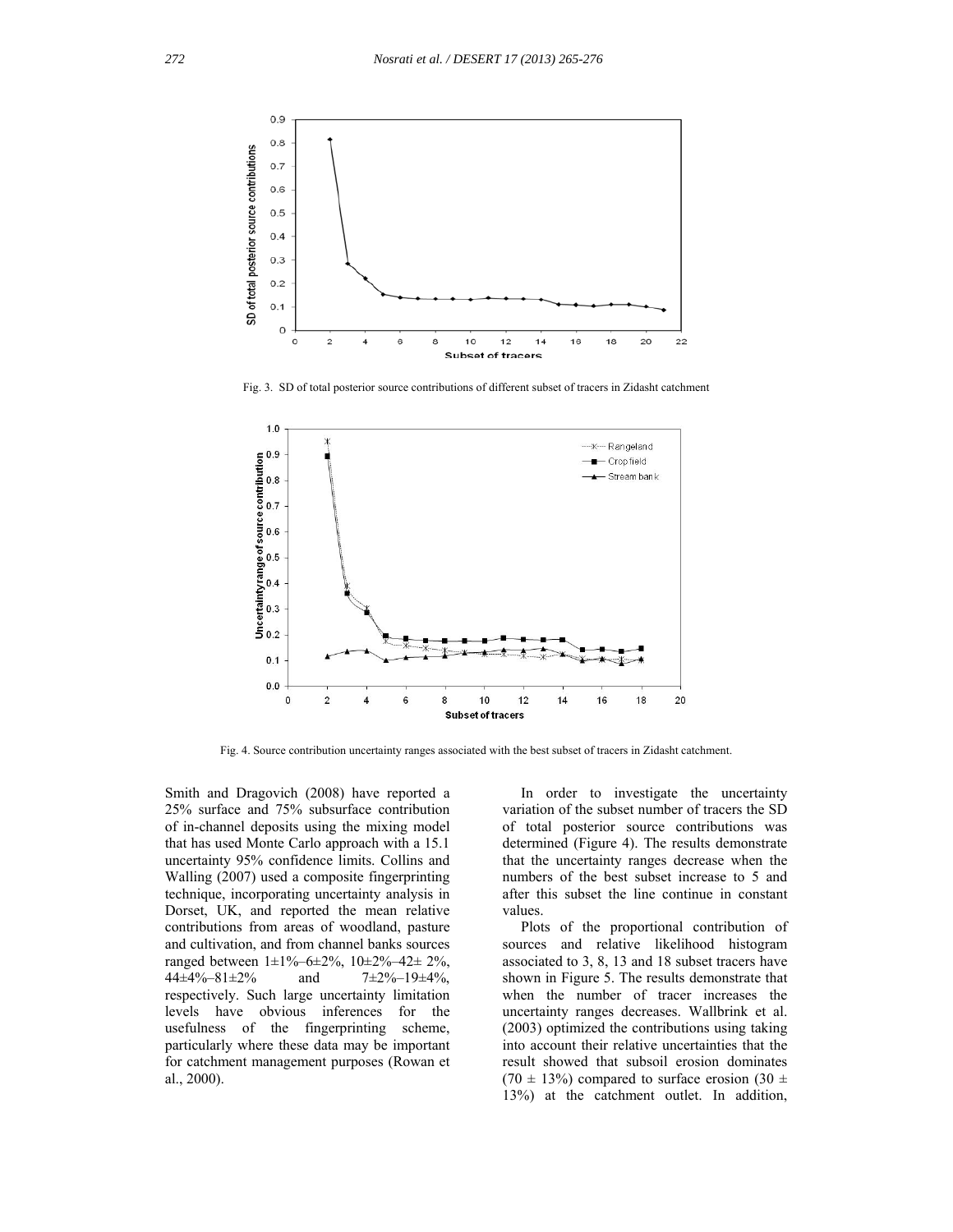Fig. 3. SD of total posterior source contributions of different subset of tracers in Zidasht catchment

Fig. 4. Source contribution uncertainty ranges associated with the best subset of tracers in Zidasht catchment.

Smith and Dragovich (2008) have reported a 25% surface and 75% subsurface contribution of in-channel deposits using the mixing model that has used Monte Carlo approach with a 15.1 uncertainty 95% confidence limits. Collins and Walling (2007) used a composite fingerprinting technique, incorporating uncertainty analysis in Dorset, UK, and reported the mean relative contributions from areas of woodland, pasture and cultivation, and from channel banks sources ranged between 1±1%–6±2%, 10±2%–42± 2%, 44±4%–81±2% and 7±2%–19±4%, respectively. Such large uncertainty limitation levels have obvious inferences for the usefulness of the fingerprinting scheme, particularly where these data may be important for catchment management purposes (Rowan et al., 2000).

In order to investigate the uncertainty variation of the subset number of tracers the SD of total posterior source contributions was determined (Figure 4). The results demonstrate that the uncertainty ranges decrease when the numbers of the best subset increase to 5 and after this subset the line continue in constant values.

Plots of the proportional contribution of sources and relative likelihood histogram associated to 3, 8, 13 and 18 subset tracers have shown in Figure 5. The results demonstrate that when the number of tracer increases the uncertainty ranges decreases. Wallbrink et al. (2003) optimized the contributions using taking into account their relative uncertainties that the result showed that subsoil erosion dominates (70 ± 13%) compared to surface erosion (30 ± 13%) at the catchment outlet. In addition,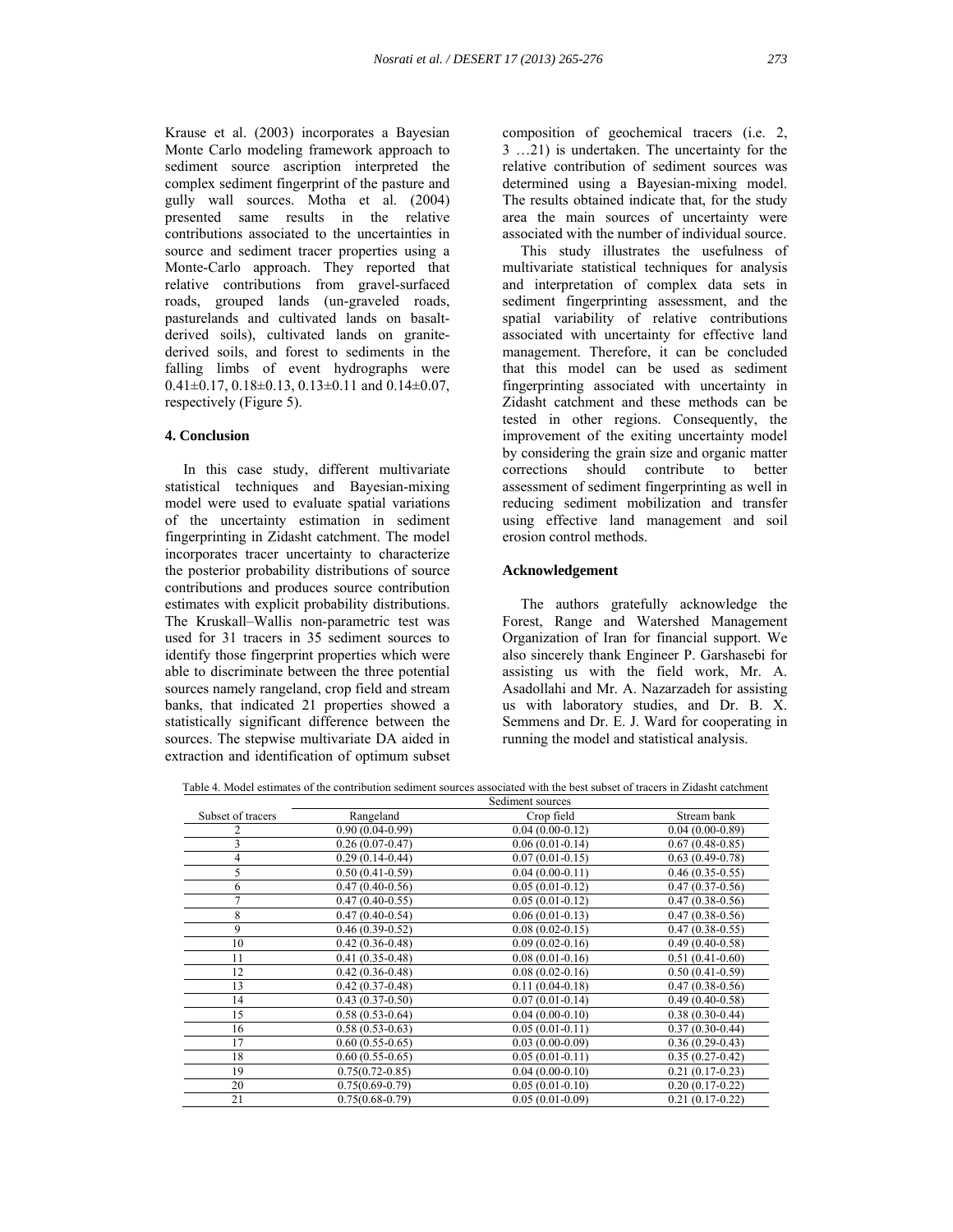Krause et al. (2003) incorporates a Bayesian Monte Carlo modeling framework approach to sediment source ascription interpreted the complex sediment fingerprint of the pasture and gully wall sources. Motha et al. (2004) presented same results in the relative contributions associated to the uncertainties in source and sediment tracer properties using a Monte-Carlo approach. They reported that relative contributions from gravel-surfaced roads, grouped lands (un-graveled roads, pasturelands and cultivated lands on basalt-derived soils), cultivated lands on granite-derived soils, and forest to sediments in the falling limbs of event hydrographs were 0.41±0.17, 0.18±0.13, 0.13±0.11 and 0.14±0.07, respectively (Figure 5).

## 4. Conclusion

In this case study, different multivariate statistical techniques and Bayesian-mixing model were used to evaluate spatial variations of the uncertainty estimation in sediment fingerprinting in Zidasht catchment. The model incorporates tracer uncertainty to characterize the posterior probability distributions of source contributions and produces source contribution estimates with explicit probability distributions. The Kruskall–Wallis non-parametric test was used for 31 tracers in 35 sediment sources to identify those fingerprint properties which were able to discriminate between the three potential sources namely rangeland, crop field and stream banks, that indicated 21 properties showed a statistically significant difference between the sources. The stepwise multivariate DA aided in extraction and identification of optimum subset composition of geochemical tracers (i.e. 2, 3 …21) is undertaken. The uncertainty for the relative contribution of sediment sources was determined using a Bayesian-mixing model. The results obtained indicate that, for the study area the main sources of uncertainty were associated with the number of individual source.

This study illustrates the usefulness of multivariate statistical techniques for analysis and interpretation of complex data sets in sediment fingerprinting assessment, and the spatial variability of relative contributions associated with uncertainty for effective land management. Therefore, it can be concluded that this model can be used as sediment fingerprinting associated with uncertainty in Zidasht catchment and these methods can be tested in other regions. Consequently, the improvement of the exiting uncertainty model by considering the grain size and organic matter corrections should contribute to better assessment of sediment fingerprinting as well in reducing sediment mobilization and transfer using effective land management and soil erosion control methods.

## Acknowledgement

The authors gratefully acknowledge the Forest, Range and Watershed Management Organization of Iran for financial support. We also sincerely thank Engineer P. Garshasebi for assisting us with the field work, Mr. A. Asadollahi and Mr. A. Nazarzadeh for assisting us with laboratory studies, and Dr. B. X. Semmens and Dr. E. J. Ward for cooperating in running the model and statistical analysis.

Table 4. Model estimates of the contribution sediment sources associated with the best subset of tracers in Zidasht catchment

| Subset of tracers | Sediment sources | | |
|---|---|---|---|
| | Rangeland | Crop field | Stream bank |
| 2 | 0.90 (0.04-0.99) | 0.04 (0.00-0.12) | 0.04 (0.00-0.89) |
| 3 | 0.26 (0.07-0.47) | 0.06 (0.01-0.14) | 0.67 (0.48-0.85) |
| 4 | 0.29 (0.14-0.44) | 0.07 (0.01-0.15) | 0.63 (0.49-0.78) |
| 5 | 0.50 (0.41-0.59) | 0.04 (0.00-0.11) | 0.46 (0.35-0.55) |
| 6 | 0.47 (0.40-0.56) | 0.05 (0.01-0.12) | 0.47 (0.37-0.56) |
| 7 | 0.47 (0.40-0.55) | 0.05 (0.01-0.12) | 0.47 (0.38-0.56) |
| 8 | 0.47 (0.40-0.54) | 0.06 (0.01-0.13) | 0.47 (0.38-0.56) |
| 9 | 0.46 (0.39-0.52) | 0.08 (0.02-0.15) | 0.47 (0.38-0.55) |
| 10 | 0.42 (0.36-0.48) | 0.09 (0.02-0.16) | 0.49 (0.40-0.58) |
| 11 | 0.41 (0.35-0.48) | 0.08 (0.01-0.16) | 0.51 (0.41-0.60) |
| 12 | 0.42 (0.36-0.48) | 0.08 (0.02-0.16) | 0.50 (0.41-0.59) |
| 13 | 0.42 (0.37-0.48) | 0.11 (0.04-0.18) | 0.47 (0.38-0.56) |
| 14 | 0.43 (0.37-0.50) | 0.07 (0.01-0.14) | 0.49 (0.40-0.58) |
| 15 | 0.58 (0.53-0.64) | 0.04 (0.00-0.10) | 0.38 (0.30-0.44) |
| 16 | 0.58 (0.53-0.63) | 0.05 (0.01-0.11) | 0.37 (0.30-0.44) |
| 17 | 0.60 (0.55-0.65) | 0.03 (0.00-0.09) | 0.36 (0.29-0.43) |
| 18 | 0.60 (0.55-0.65) | 0.05 (0.01-0.11) | 0.35 (0.27-0.42) |
| 19 | 0.75(0.72-0.85) | 0.04 (0.00-0.10) | 0.21 (0.17-0.23) |
| 20 | 0.75(0.69-0.79) | 0.05 (0.01-0.10) | 0.20 (0.17-0.22) |
| 21 | 0.75(0.68-0.79) | 0.05 (0.01-0.09) | 0.21 (0.17-0.22) |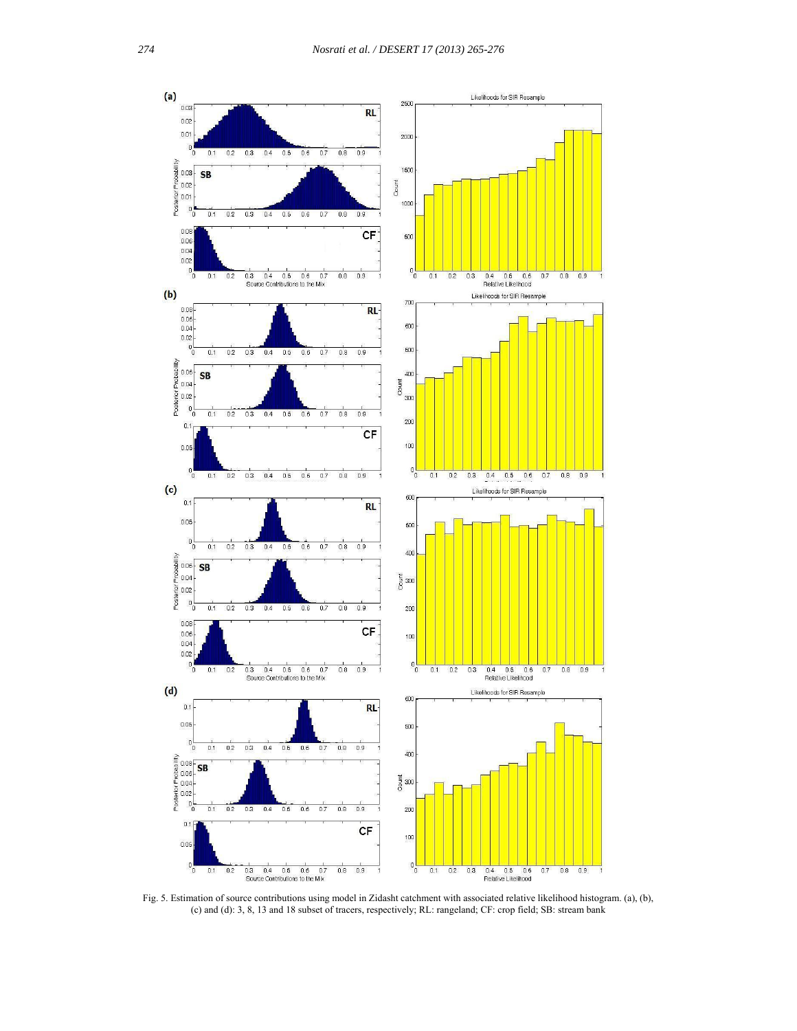Fig. 5. Estimation of source contributions using model in Zidasht catchment with associated relative likelihood histogram. (a), (b), (c) and (d): 3, 8, 13 and 18 subset of tracers, respectively; RL: rangeland; CF: crop field; SB: stream bank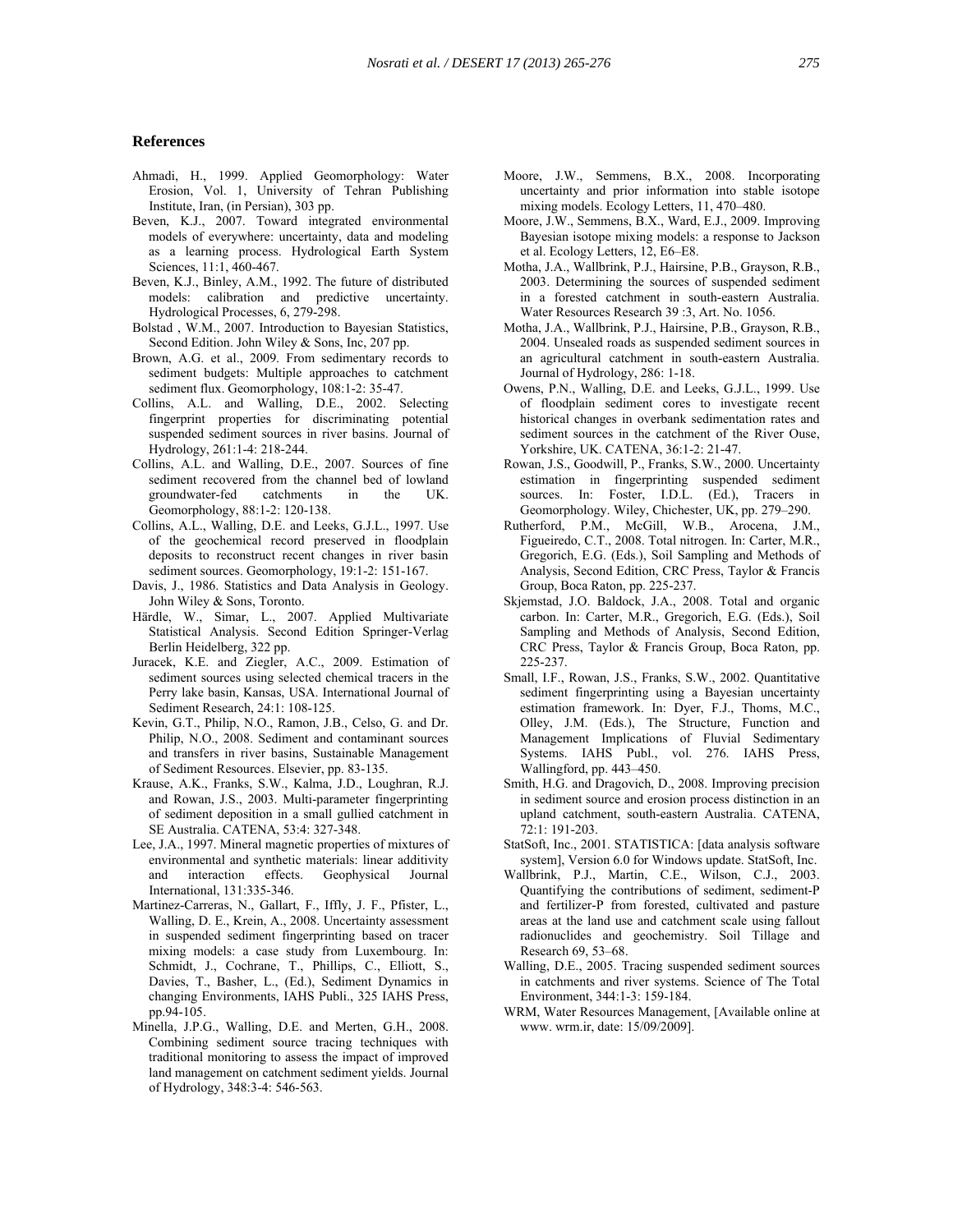## References

Ahmadi, H., 1999. Applied Geomorphology: Water Erosion, Vol. 1, University of Tehran Publishing Institute, Iran, (in Persian), 303 pp.

Beven, K.J., 2007. Toward integrated environmental models of everywhere: uncertainty, data and modeling as a learning process. Hydrological Earth System Sciences, 11:1, 460-467.

Beven, K.J., Binley, A.M., 1992. The future of distributed models: calibration and predictive uncertainty. Hydrological Processes, 6, 279-298.

Bolstad , W.M., 2007. Introduction to Bayesian Statistics, Second Edition. John Wiley & Sons, Inc, 207 pp.

Brown, A.G. et al., 2009. From sedimentary records to sediment budgets: Multiple approaches to catchment sediment flux. Geomorphology, 108:1-2: 35-47.

Collins, A.L. and Walling, D.E., 2002. Selecting fingerprint properties for discriminating potential suspended sediment sources in river basins. Journal of Hydrology, 261:1-4: 218-244.

Collins, A.L. and Walling, D.E., 2007. Sources of fine sediment recovered from the channel bed of lowland groundwater-fed catchments in the UK. Geomorphology, 88:1-2: 120-138.

Collins, A.L., Walling, D.E. and Leeks, G.J.L., 1997. Use of the geochemical record preserved in floodplain deposits to reconstruct recent changes in river basin sediment sources. Geomorphology, 19:1-2: 151-167.

Davis, J., 1986. Statistics and Data Analysis in Geology. John Wiley & Sons, Toronto.

Härdle, W., Simar, L., 2007. Applied Multivariate Statistical Analysis. Second Edition Springer-Verlag Berlin Heidelberg, 322 pp.

Juracek, K.E. and Ziegler, A.C., 2009. Estimation of sediment sources using selected chemical tracers in the Perry lake basin, Kansas, USA. International Journal of Sediment Research, 24:1: 108-125.

Kevin, G.T., Philip, N.O., Ramon, J.B., Celso, G. and Dr. Philip, N.O., 2008. Sediment and contaminant sources and transfers in river basins, Sustainable Management of Sediment Resources. Elsevier, pp. 83-135.

Krause, A.K., Franks, S.W., Kalma, J.D., Loughran, R.J. and Rowan, J.S., 2003. Multi-parameter fingerprinting of sediment deposition in a small gullied catchment in SE Australia. CATENA, 53:4: 327-348.

Lee, J.A., 1997. Mineral magnetic properties of mixtures of environmental and synthetic materials: linear additivity and interaction effects. Geophysical Journal International, 131:335-346.

Martinez-Carreras, N., Gallart, F., Iffly, J. F., Pfister, L., Walling, D. E., Krein, A., 2008. Uncertainty assessment in suspended sediment fingerprinting based on tracer mixing models: a case study from Luxembourg. In: Schmidt, J., Cochrane, T., Phillips, C., Elliott, S., Davies, T., Basher, L., (Ed.), Sediment Dynamics in changing Environments, IAHS Publi., 325 IAHS Press, pp.94-105.

Minella, J.P.G., Walling, D.E. and Merten, G.H., 2008. Combining sediment source tracing techniques with traditional monitoring to assess the impact of improved land management on catchment sediment yields. Journal of Hydrology, 348:3-4: 546-563.

Moore, J.W., Semmens, B.X., 2008. Incorporating uncertainty and prior information into stable isotope mixing models. Ecology Letters, 11, 470–480.

Moore, J.W., Semmens, B.X., Ward, E.J., 2009. Improving Bayesian isotope mixing models: a response to Jackson et al. Ecology Letters, 12, E6–E8.

Motha, J.A., Wallbrink, P.J., Hairsine, P.B., Grayson, R.B., 2003. Determining the sources of suspended sediment in a forested catchment in south-eastern Australia. Water Resources Research 39 :3, Art. No. 1056.

Motha, J.A., Wallbrink, P.J., Hairsine, P.B., Grayson, R.B., 2004. Unsealed roads as suspended sediment sources in an agricultural catchment in south-eastern Australia. Journal of Hydrology, 286: 1-18.

Owens, P.N., Walling, D.E. and Leeks, G.J.L., 1999. Use of floodplain sediment cores to investigate recent historical changes in overbank sedimentation rates and sediment sources in the catchment of the River Ouse, Yorkshire, UK. CATENA, 36:1-2: 21-47.

Rowan, J.S., Goodwill, P., Franks, S.W., 2000. Uncertainty estimation in fingerprinting suspended sediment sources. In: Foster, I.D.L. (Ed.), Tracers in Geomorphology. Wiley, Chichester, UK, pp. 279–290.

Rutherford, P.M., McGill, W.B., Arocena, J.M., Figueiredo, C.T., 2008. Total nitrogen. In: Carter, M.R., Gregorich, E.G. (Eds.), Soil Sampling and Methods of Analysis, Second Edition, CRC Press, Taylor & Francis Group, Boca Raton, pp. 225-237.

Skjemstad, J.O. Baldock, J.A., 2008. Total and organic carbon. In: Carter, M.R., Gregorich, E.G. (Eds.), Soil Sampling and Methods of Analysis, Second Edition, CRC Press, Taylor & Francis Group, Boca Raton, pp. 225-237.

Small, I.F., Rowan, J.S., Franks, S.W., 2002. Quantitative sediment fingerprinting using a Bayesian uncertainty estimation framework. In: Dyer, F.J., Thoms, M.C., Olley, J.M. (Eds.), The Structure, Function and Management Implications of Fluvial Sedimentary Systems. IAHS Publ., vol. 276. IAHS Press, Wallingford, pp. 443–450.

Smith, H.G. and Dragovich, D., 2008. Improving precision in sediment source and erosion process distinction in an upland catchment, south-eastern Australia. CATENA, 72:1: 191-203.

StatSoft, Inc., 2001. STATISTICA: [data analysis software system], Version 6.0 for Windows update. StatSoft, Inc.

Wallbrink, P.J., Martin, C.E., Wilson, C.J., 2003. Quantifying the contributions of sediment, sediment-P and fertilizer-P from forested, cultivated and pasture areas at the land use and catchment scale using fallout radionuclides and geochemistry. Soil Tillage and Research 69, 53–68.

Walling, D.E., 2005. Tracing suspended sediment sources in catchments and river systems. Science of The Total Environment, 344:1-3: 159-184.

WRM, Water Resources Management, [Available online at www. wrm.ir, date: 15/09/2009].